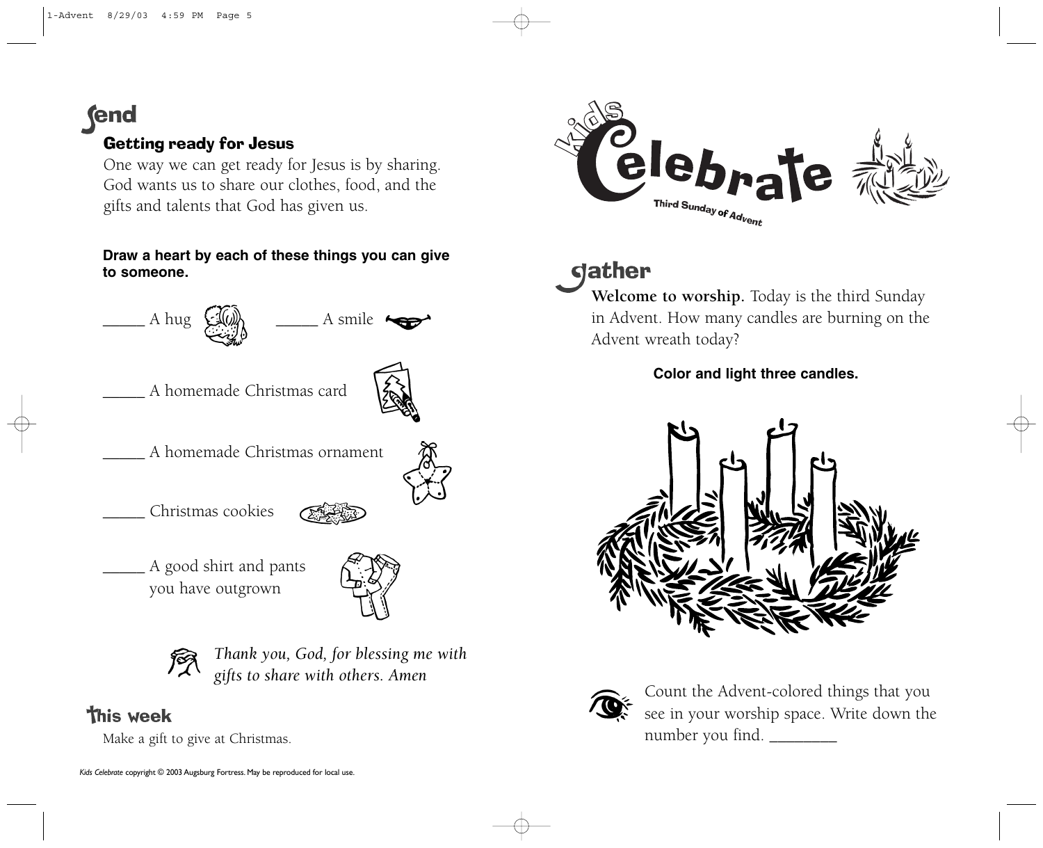# Send

## Getting ready for Jesus

One way we can get ready for Jesus is by sharing. God wants us to share our clothes, food, and the gifts and talents that God has given us.

**Draw a heart by each of these things you can give to someone.**

_____ A hug

_____ A smile

_____ A homemade Christmas card

_____ A homemade Christmas ornament

_____ Christmas cookies

_____ A good shirt and pants you have outgrown

*Thank you, God, for blessing me with gifts to share with others. Amen*

## This week

Make a gift to give at Christmas.

*Kids Celebrate* copyright © 2003 Augsburg Fortress. May be reproduced for local use.

# kids Celebrate

Third Sunday of Advent

# Gather

**Welcome to worship.** Today is the third Sunday in Advent. How many candles are burning on the Advent wreath today?

**Color and light three candles.**

Count the Advent-colored things that you see in your worship space. Write down the number you find. ________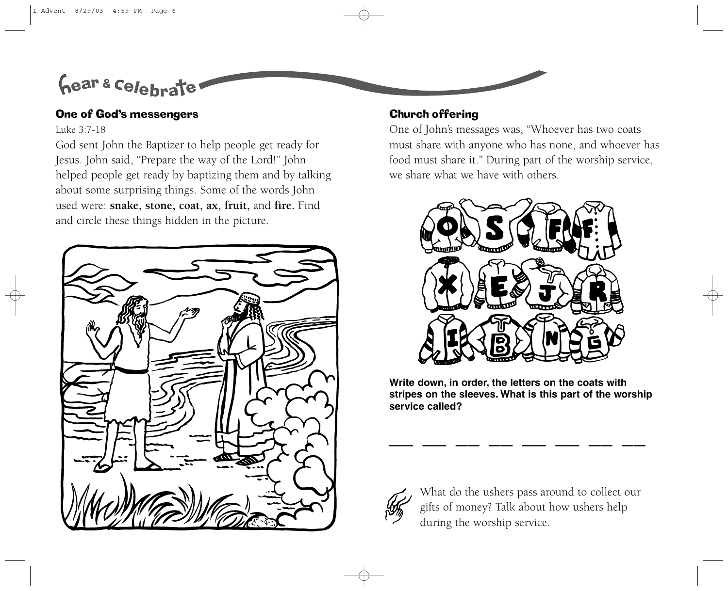## hear & celebrate

### One of God's messengers

Luke 3:7-18

God sent John the Baptizer to help people get ready for Jesus. John said, "Prepare the way of the Lord!" John helped people get ready by baptizing them and by talking about some surprising things. Some of the words John used were: **snake, stone, coat, ax, fruit,** and **fire.** Find and circle these things hidden in the picture.

### Church offering

One of John's messages was, "Whoever has two coats must share with anyone who has none, and whoever has food must share it." During part of the worship service, we share what we have with others.

O S F F
X E J R
I B N G

**Write down, in order, the letters on the coats with stripes on the sleeves. What is this part of the worship service called?**

___ ___ ___ ___ ___ ___ ___ ___

What do the ushers pass around to collect our gifts of money? Talk about how ushers help during the worship service.